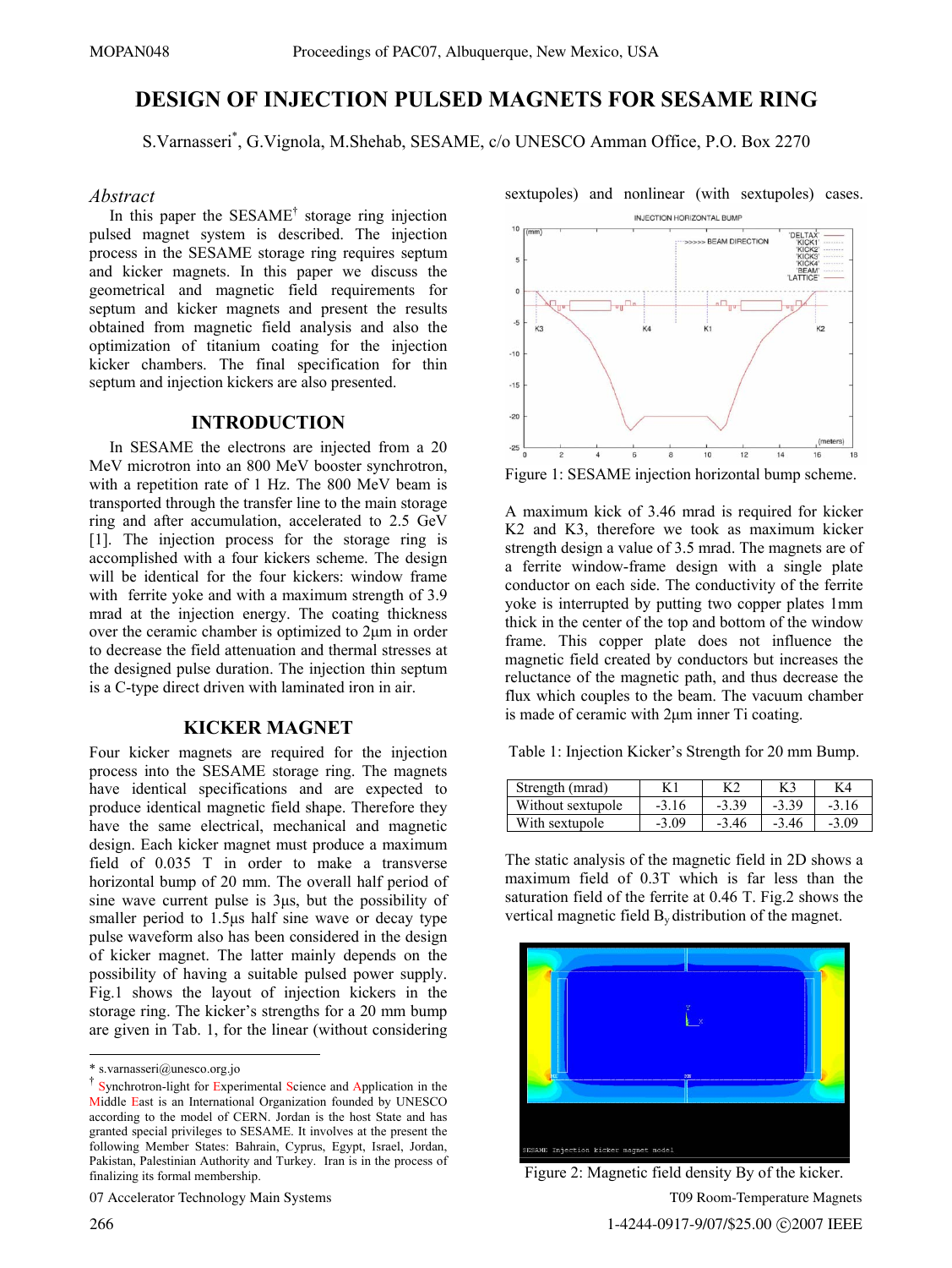# DESIGN OF INJECTION PULSED MAGNETS FOR SESAME RING

S.Varnasseri*, G.Vignola, M.Shehab, SESAME, c/o UNESCO Amman Office, P.O. Box 2270

*Abstract*

In this paper the SESAME[†] storage ring injection pulsed magnet system is described. The injection process in the SESAME storage ring requires septum and kicker magnets. In this paper we discuss the geometrical and magnetic field requirements for septum and kicker magnets and present the results obtained from magnetic field analysis and also the optimization of titanium coating for the injection kicker chambers. The final specification for thin septum and injection kickers are also presented.

## INTRODUCTION

In SESAME the electrons are injected from a 20 MeV microtron into an 800 MeV booster synchrotron, with a repetition rate of 1 Hz. The 800 MeV beam is transported through the transfer line to the main storage ring and after accumulation, accelerated to 2.5 GeV [1]. The injection process for the storage ring is accomplished with a four kickers scheme. The design will be identical for the four kickers: window frame with ferrite yoke and with a maximum strength of 3.9 mrad at the injection energy. The coating thickness over the ceramic chamber is optimized to 2µm in order to decrease the field attenuation and thermal stresses at the designed pulse duration. The injection thin septum is a C-type direct driven with laminated iron in air.

## KICKER MAGNET

Four kicker magnets are required for the injection process into the SESAME storage ring. The magnets have identical specifications and are expected to produce identical magnetic field shape. Therefore they have the same electrical, mechanical and magnetic design. Each kicker magnet must produce a maximum field of 0.035 T in order to make a transverse horizontal bump of 20 mm. The overall half period of sine wave current pulse is 3µs, but the possibility of smaller period to 1.5µs half sine wave or decay type pulse waveform also has been considered in the design of kicker magnet. The latter mainly depends on the possibility of having a suitable pulsed power supply. Fig.1 shows the layout of injection kickers in the storage ring. The kicker's strengths for a 20 mm bump are given in Tab. 1, for the linear (without considering sextupoles) and nonlinear (with sextupoles) cases.

Figure 1: SESAME injection horizontal bump scheme.

A maximum kick of 3.46 mrad is required for kicker K2 and K3, therefore we took as maximum kicker strength design a value of 3.5 mrad. The magnets are of a ferrite window-frame design with a single plate conductor on each side. The conductivity of the ferrite yoke is interrupted by putting two copper plates 1mm thick in the center of the top and bottom of the window frame. This copper plate does not influence the magnetic field created by conductors but increases the reluctance of the magnetic path, and thus decrease the flux which couples to the beam. The vacuum chamber is made of ceramic with 2µm inner Ti coating.

Table 1: Injection Kicker's Strength for 20 mm Bump.

| Strength (mrad) | K1 | K2 | K3 | K4 |
|---|---|---|---|---|
| Without sextupole | -3.16 | -3.39 | -3.39 | -3.16 |
| With sextupole | -3.09 | -3.46 | -3.46 | -3.09 |

The static analysis of the magnetic field in 2D shows a maximum field of 0.3T which is far less than the saturation field of the ferrite at 0.46 T. Fig.2 shows the vertical magnetic field $B_y$ distribution of the magnet.

Figure 2: Magnetic field density By of the kicker.

---

* s.varnasseri@unesco.org.jo

† Synchrotron-light for Experimental Science and Application in the Middle East is an International Organization founded by UNESCO according to the model of CERN. Jordan is the host State and has granted special privileges to SESAME. It involves at the present the following Member States: Bahrain, Cyprus, Egypt, Israel, Jordan, Pakistan, Palestinian Authority and Turkey. Iran is in the process of finalizing its formal membership.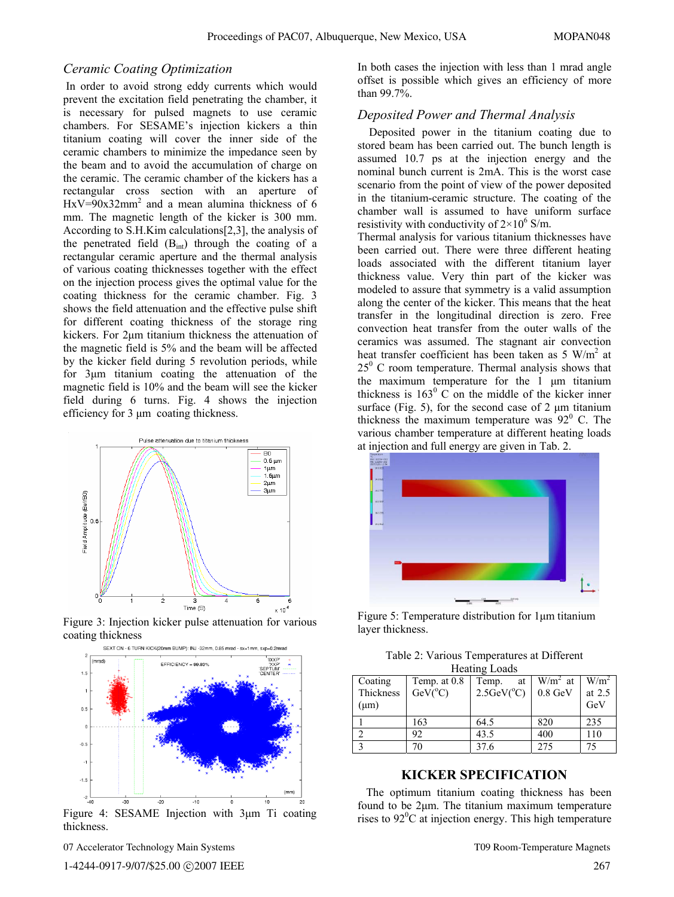### Ceramic Coating Optimization

In order to avoid strong eddy currents which would prevent the excitation field penetrating the chamber, it is necessary for pulsed magnets to use ceramic chambers. For SESAME's injection kickers a thin titanium coating will cover the inner side of the ceramic chambers to minimize the impedance seen by the beam and to avoid the accumulation of charge on the ceramic. The ceramic chamber of the kickers has a rectangular cross section with an aperture of HxV=90x32mm$^2$ and a mean alumina thickness of 6 mm. The magnetic length of the kicker is 300 mm. According to S.H.Kim calculations[2,3], the analysis of the penetrated field ($B_{int}$) through the coating of a rectangular ceramic aperture and the thermal analysis of various coating thicknesses together with the effect on the injection process gives the optimal value for the coating thickness for the ceramic chamber. Fig. 3 shows the field attenuation and the effective pulse shift for different coating thickness of the storage ring kickers. For 2µm titanium thickness the attenuation of the magnetic field is 5% and the beam will be affected by the kicker field during 5 revolution periods, while for 3µm titanium coating the attenuation of the magnetic field is 10% and the beam will see the kicker field during 6 turns. Fig. 4 shows the injection efficiency for 3 µm coating thickness.

Figure 3: Injection kicker pulse attenuation for various coating thickness

Figure 4: SESAME Injection with 3µm Ti coating thickness.

In both cases the injection with less than 1 mrad angle offset is possible which gives an efficiency of more than 99.7%.

### Deposited Power and Thermal Analysis

Deposited power in the titanium coating due to stored beam has been carried out. The bunch length is assumed 10.7 ps at the injection energy and the nominal bunch current is 2mA. This is the worst case scenario from the point of view of the power deposited in the titanium-ceramic structure. The coating of the chamber wall is assumed to have uniform surface resistivity with conductivity of $2\times10^6$ S/m.

Thermal analysis for various titanium thicknesses have been carried out. There were three different heating loads associated with the different titanium layer thickness value. Very thin part of the kicker was modeled to assure that symmetry is a valid assumption along the center of the kicker. This means that the heat transfer in the longitudinal direction is zero. Free convection heat transfer from the outer walls of the ceramics was assumed. The stagnant air convection heat transfer coefficient has been taken as 5 W/m$^2$ at 25$^0$ C room temperature. Thermal analysis shows that the maximum temperature for the 1 µm titanium thickness is 163$^0$ C on the middle of the kicker inner surface (Fig. 5), for the second case of 2 µm titanium thickness the maximum temperature was 92$^0$ C. The various chamber temperature at different heating loads at injection and full energy are given in Tab. 2.

Figure 5: Temperature distribution for 1µm titanium layer thickness.

Table 2: Various Temperatures at Different Heating Loads

| Coating Thickness (µm) | Temp. at 0.8 GeV($^o$C) | Temp. at 2.5GeV($^o$C) | W/m$^2$ at 0.8 GeV | W/m$^2$ at 2.5 GeV |
|---|---|---|---|---|
| 1 | 163 | 64.5 | 820 | 235 |
| 2 | 92 | 43.5 | 400 | 110 |
| 3 | 70 | 37.6 | 275 | 75 |

## KICKER SPECIFICATION

The optimum titanium coating thickness has been found to be 2µm. The titanium maximum temperature rises to 92$^0$C at injection energy. This high temperature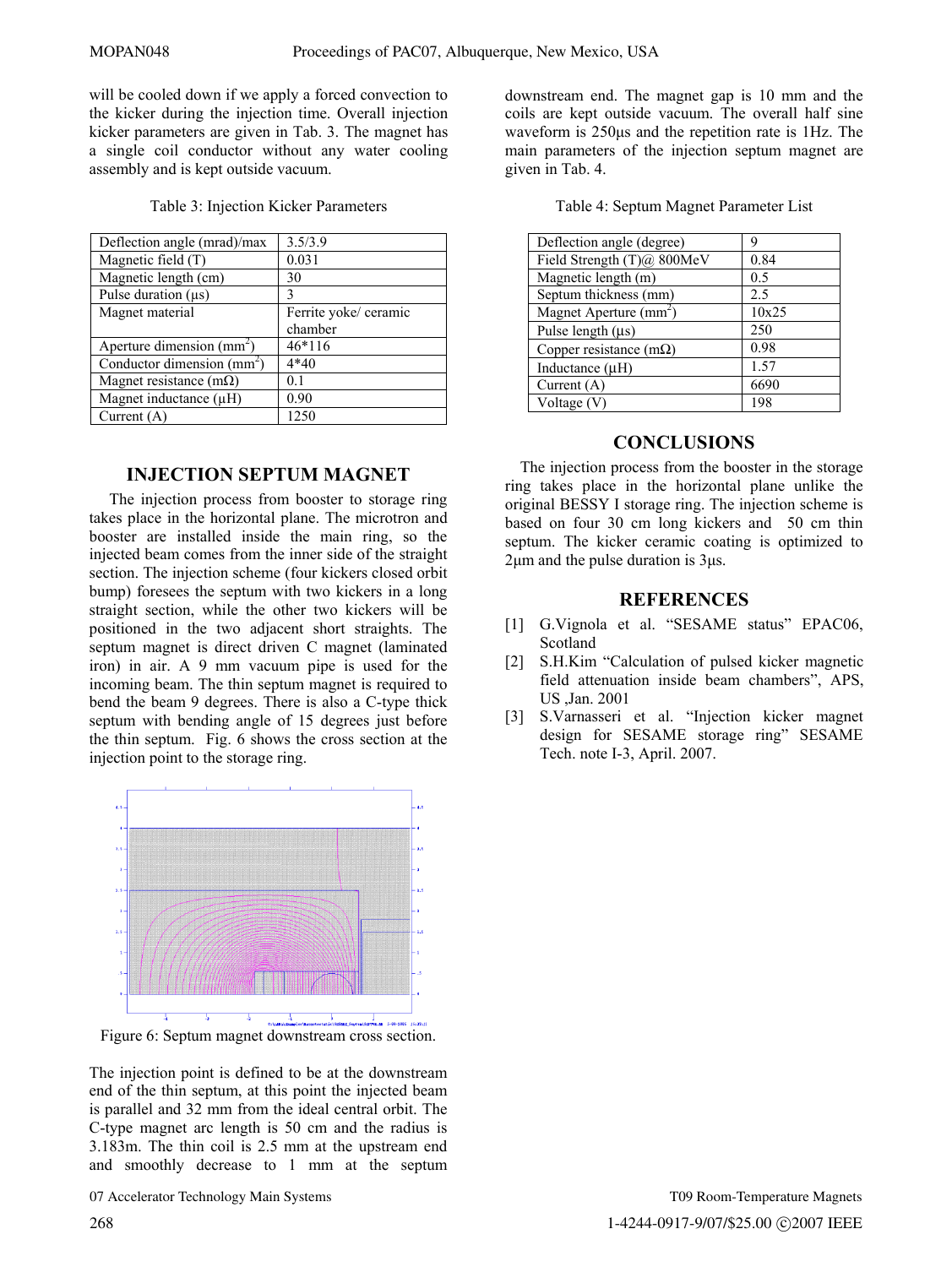will be cooled down if we apply a forced convection to the kicker during the injection time. Overall injection kicker parameters are given in Tab. 3. The magnet has a single coil conductor without any water cooling assembly and is kept outside vacuum.

Table 3: Injection Kicker Parameters

| | |
|---|---|
| Deflection angle (mrad)/max | 3.5/3.9 |
| Magnetic field (T) | 0.031 |
| Magnetic length (cm) | 30 |
| Pulse duration (μs) | 3 |
| Magnet material | Ferrite yoke/ ceramic chamber |
| Aperture dimension ($mm^2$) | 46*116 |
| Conductor dimension ($mm^2$) | 4*40 |
| Magnet resistance (mΩ) | 0.1 |
| Magnet inductance (μH) | 0.90 |
| Current (A) | 1250 |

## INJECTION SEPTUM MAGNET

The injection process from booster to storage ring takes place in the horizontal plane. The microtron and booster are installed inside the main ring, so the injected beam comes from the inner side of the straight section. The injection scheme (four kickers closed orbit bump) foresees the septum with two kickers in a long straight section, while the other two kickers will be positioned in the two adjacent short straights. The septum magnet is direct driven C magnet (laminated iron) in air. A 9 mm vacuum pipe is used for the incoming beam. The thin septum magnet is required to bend the beam 9 degrees. There is also a C-type thick septum with bending angle of 15 degrees just before the thin septum. Fig. 6 shows the cross section at the injection point to the storage ring.

Figure 6: Septum magnet downstream cross section.

The injection point is defined to be at the downstream end of the thin septum, at this point the injected beam is parallel and 32 mm from the ideal central orbit. The C-type magnet arc length is 50 cm and the radius is 3.183m. The thin coil is 2.5 mm at the upstream end and smoothly decrease to 1 mm at the septum downstream end. The magnet gap is 10 mm and the coils are kept outside vacuum. The overall half sine waveform is 250μs and the repetition rate is 1Hz. The main parameters of the injection septum magnet are given in Tab. 4.

Table 4: Septum Magnet Parameter List

| | |
|---|---|
| Deflection angle (degree) | 9 |
| Field Strength (T)@ 800MeV | 0.84 |
| Magnetic length (m) | 0.5 |
| Septum thickness (mm) | 2.5 |
| Magnet Aperture ($mm^2$) | 10x25 |
| Pulse length (μs) | 250 |
| Copper resistance (mΩ) | 0.98 |
| Inductance (μH) | 1.57 |
| Current (A) | 6690 |
| Voltage (V) | 198 |

## CONCLUSIONS

The injection process from the booster in the storage ring takes place in the horizontal plane unlike the original BESSY I storage ring. The injection scheme is based on four 30 cm long kickers and 50 cm thin septum. The kicker ceramic coating is optimized to 2μm and the pulse duration is 3μs.

## REFERENCES

[1] G.Vignola et al. "SESAME status" EPAC06, Scotland

[2] S.H.Kim "Calculation of pulsed kicker magnetic field attenuation inside beam chambers", APS, US ,Jan. 2001

[3] S.Varnasseri et al. "Injection kicker magnet design for SESAME storage ring" SESAME Tech. note I-3, April. 2007.